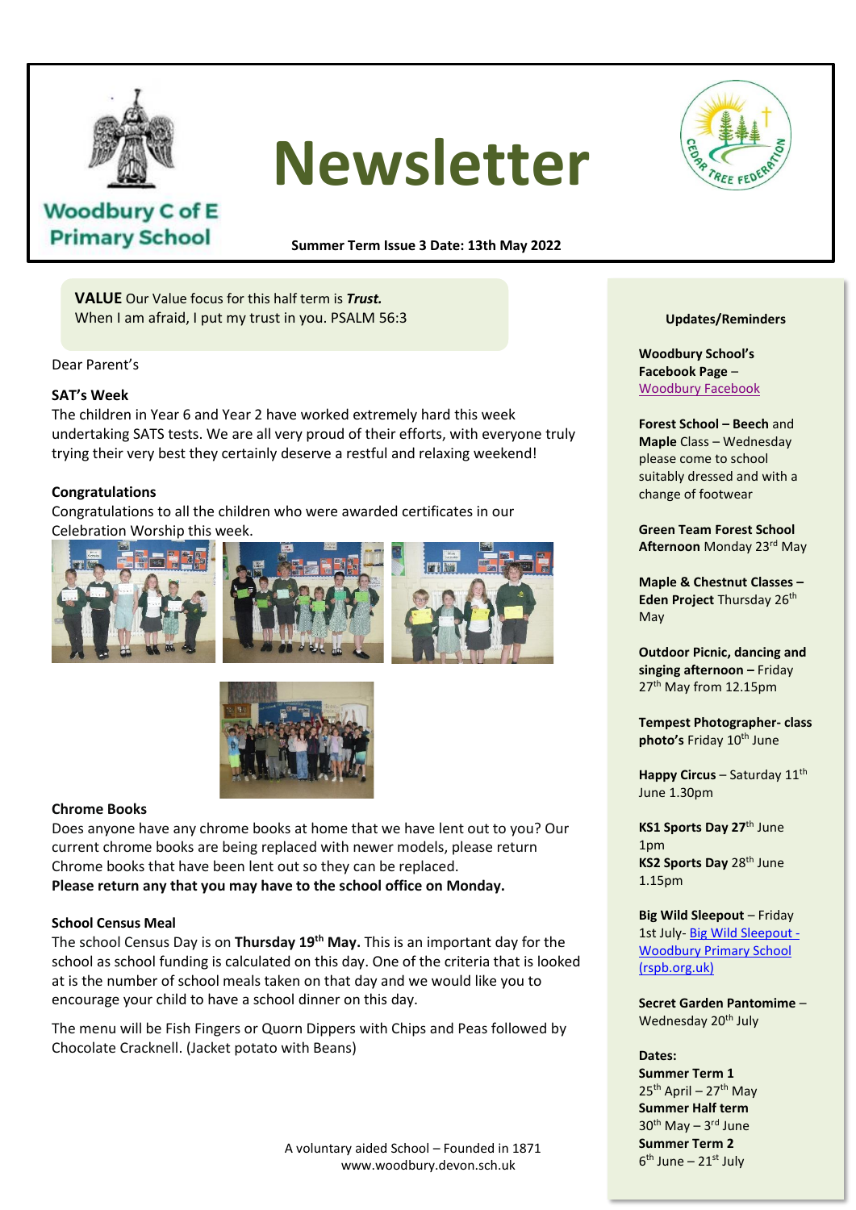Woodbury C of E Primary School

# Newsletter

**Summer Term Issue 3 Date: 13th May 2022**

**VALUE** Our Value focus for this half term is ***Trust.***
When I am afraid, I put my trust in you. PSALM 56:3

Dear Parent's

**SAT's Week**

The children in Year 6 and Year 2 have worked extremely hard this week undertaking SATS tests. We are all very proud of their efforts, with everyone truly trying their very best they certainly deserve a restful and relaxing weekend!

**Congratulations**

Congratulations to all the children who were awarded certificates in our Celebration Worship this week.

**Chrome Books**

Does anyone have any chrome books at home that we have lent out to you? Our current chrome books are being replaced with newer models, please return Chrome books that have been lent out so they can be replaced.
**Please return any that you may have to the school office on Monday.**

**School Census Meal**

The school Census Day is on **Thursday 19th May.** This is an important day for the school as school funding is calculated on this day. One of the criteria that is looked at is the number of school meals taken on that day and we would like you to encourage your child to have a school dinner on this day.

The menu will be Fish Fingers or Quorn Dippers with Chips and Peas followed by Chocolate Cracknell. (Jacket potato with Beans)

**Updates/Reminders**

**Woodbury School's Facebook Page** – [Woodbury Facebook]

**Forest School – Beech** and **Maple** Class – Wednesday please come to school suitably dressed and with a change of footwear

**Green Team Forest School Afternoon** Monday 23rd May

**Maple & Chestnut Classes – Eden Project** Thursday 26th May

**Outdoor Picnic, dancing and singing afternoon –** Friday 27th May from 12.15pm

**Tempest Photographer- class photo's** Friday 10th June

**Happy Circus** – Saturday 11th June 1.30pm

**KS1 Sports Day 27**th June 1pm
**KS2 Sports Day** 28th June 1.15pm

**Big Wild Sleepout** – Friday 1st July- [Big Wild Sleepout - Woodbury Primary School (rspb.org.uk)]

**Secret Garden Pantomime** – Wednesday 20th July

**Dates:**
**Summer Term 1**
25th April – 27th May
**Summer Half term**
30th May – 3rd June
**Summer Term 2**
6th June – 21st July

A voluntary aided School – Founded in 1871
www.woodbury.devon.sch.uk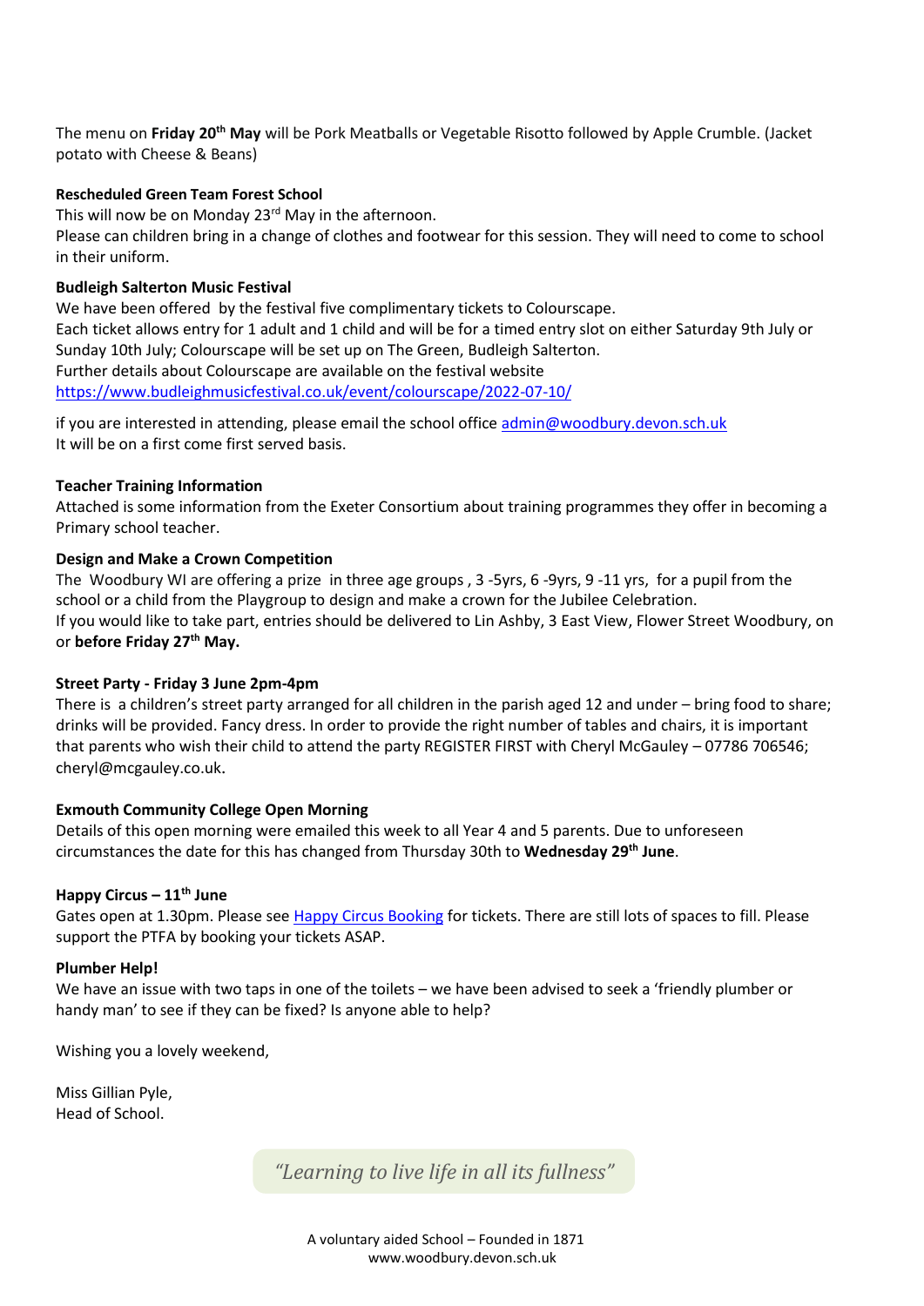The menu on **Friday 20th May** will be Pork Meatballs or Vegetable Risotto followed by Apple Crumble. (Jacket potato with Cheese & Beans)

**Rescheduled Green Team Forest School**

This will now be on Monday 23rd May in the afternoon.

Please can children bring in a change of clothes and footwear for this session. They will need to come to school in their uniform.

**Budleigh Salterton Music Festival**

We have been offered by the festival five complimentary tickets to Colourscape.

Each ticket allows entry for 1 adult and 1 child and will be for a timed entry slot on either Saturday 9th July or Sunday 10th July; Colourscape will be set up on The Green, Budleigh Salterton.

Further details about Colourscape are available on the festival website

https://www.budleighmusicfestival.co.uk/event/colourscape/2022-07-10/

if you are interested in attending, please email the school office admin@woodbury.devon.sch.uk

It will be on a first come first served basis.

**Teacher Training Information**

Attached is some information from the Exeter Consortium about training programmes they offer in becoming a Primary school teacher.

**Design and Make a Crown Competition**

The Woodbury WI are offering a prize in three age groups , 3 -5yrs, 6 -9yrs, 9 -11 yrs, for a pupil from the school or a child from the Playgroup to design and make a crown for the Jubilee Celebration.

If you would like to take part, entries should be delivered to Lin Ashby, 3 East View, Flower Street Woodbury, on or **before Friday 27th May.**

**Street Party - Friday 3 June 2pm-4pm**

There is a children's street party arranged for all children in the parish aged 12 and under – bring food to share; drinks will be provided. Fancy dress. In order to provide the right number of tables and chairs, it is important that parents who wish their child to attend the party REGISTER FIRST with Cheryl McGauley – 07786 706546; cheryl@mcgauley.co.uk.

**Exmouth Community College Open Morning**

Details of this open morning were emailed this week to all Year 4 and 5 parents. Due to unforeseen circumstances the date for this has changed from Thursday 30th to **Wednesday 29th June**.

**Happy Circus – 11th June**

Gates open at 1.30pm. Please see Happy Circus Booking for tickets. There are still lots of spaces to fill. Please support the PTFA by booking your tickets ASAP.

**Plumber Help!**

We have an issue with two taps in one of the toilets – we have been advised to seek a 'friendly plumber or handy man' to see if they can be fixed? Is anyone able to help?

Wishing you a lovely weekend,

Miss Gillian Pyle,
Head of School.

*"Learning to live life in all its fullness"*

A voluntary aided School – Founded in 1871
www.woodbury.devon.sch.uk